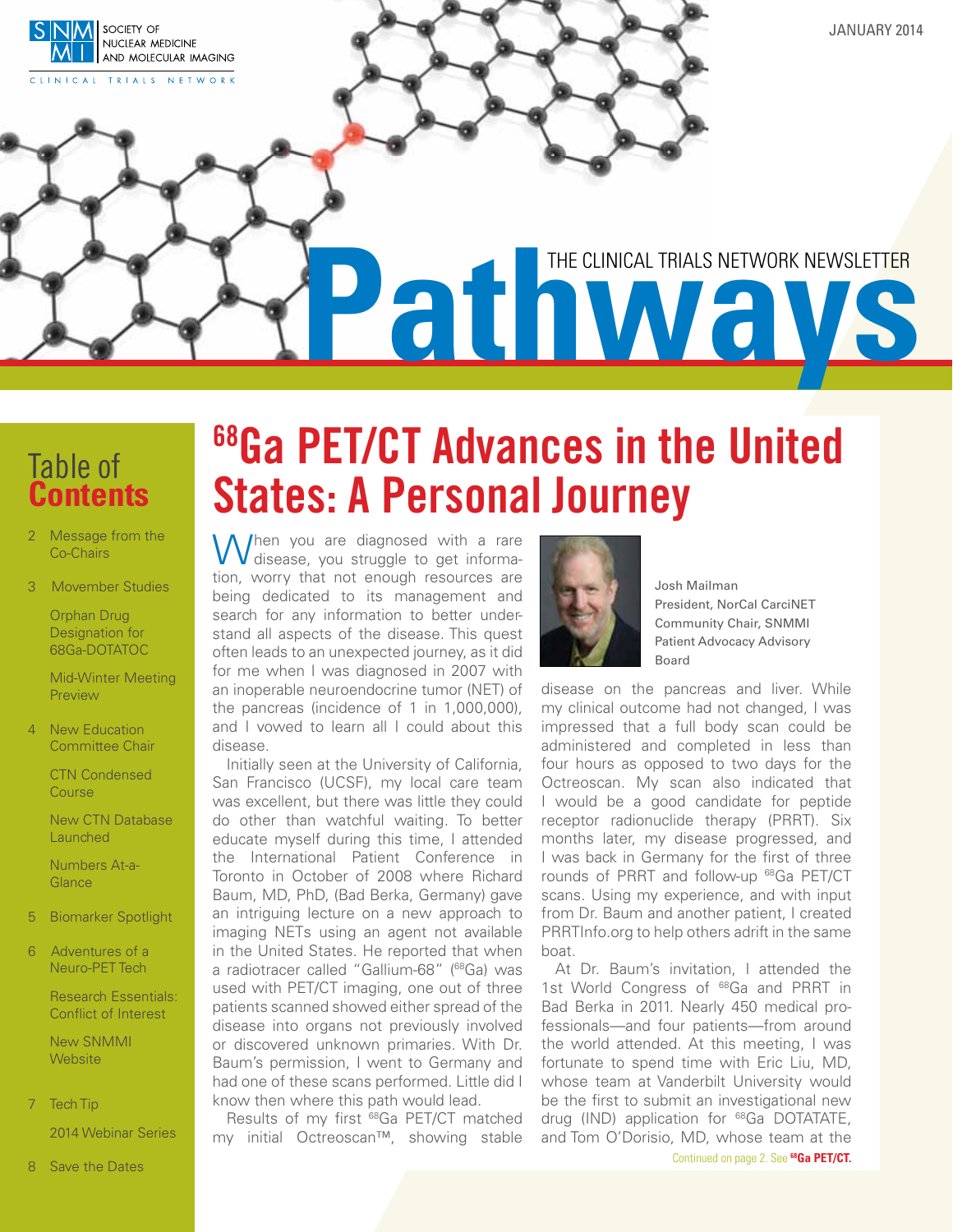SNMMI — Society of Nuclear Medicine and Molecular Imaging — Clinical Trials Network

JANUARY 2014

THE CLINICAL TRIALS NETWORK NEWSLETTER

# Pathways

## Table of Contents

- 2 Message from the Co-Chairs
- 3 Movember Studies
  - Orphan Drug Designation for 68Ga-DOTATOC
  - Mid-Winter Meeting Preview
- 4 New Education Committee Chair
  - CTN Condensed Course
  - New CTN Database Launched
  - Numbers At-a-Glance
- 5 Biomarker Spotlight
- 6 Adventures of a Neuro-PET Tech
  - Research Essentials: Conflict of Interest
  - New SNMMI Website
- 7 Tech Tip
  - 2014 Webinar Series
- 8 Save the Dates

# $^{68}$Ga PET/CT Advances in the United States: A Personal Journey

Josh Mailman
President, NorCal CarciNET
Community Chair, SNMMI Patient Advocacy Advisory Board

When you are diagnosed with a rare disease, you struggle to get information, worry that not enough resources are being dedicated to its management and search for any information to better understand all aspects of the disease. This quest often leads to an unexpected journey, as it did for me when I was diagnosed in 2007 with an inoperable neuroendocrine tumor (NET) of the pancreas (incidence of 1 in 1,000,000), and I vowed to learn all I could about this disease.

Initially seen at the University of California, San Francisco (UCSF), my local care team was excellent, but there was little they could do other than watchful waiting. To better educate myself during this time, I attended the International Patient Conference in Toronto in October of 2008 where Richard Baum, MD, PhD, (Bad Berka, Germany) gave an intriguing lecture on a new approach to imaging NETs using an agent not available in the United States. He reported that when a radiotracer called "Gallium-68" ($^{68}$Ga) was used with PET/CT imaging, one out of three patients scanned showed either spread of the disease into organs not previously involved or discovered unknown primaries. With Dr. Baum's permission, I went to Germany and had one of these scans performed. Little did I know then where this path would lead.

Results of my first $^{68}$Ga PET/CT matched my initial Octreoscan™, showing stable disease on the pancreas and liver. While my clinical outcome had not changed, I was impressed that a full body scan could be administered and completed in less than four hours as opposed to two days for the Octreoscan. My scan also indicated that I would be a good candidate for peptide receptor radionuclide therapy (PRRT). Six months later, my disease progressed, and I was back in Germany for the first of three rounds of PRRT and follow-up $^{68}$Ga PET/CT scans. Using my experience, and with input from Dr. Baum and another patient, I created PRRTInfo.org to help others adrift in the same boat.

At Dr. Baum's invitation, I attended the 1st World Congress of $^{68}$Ga and PRRT in Bad Berka in 2011. Nearly 450 medical professionals—and four patients—from around the world attended. At this meeting, I was fortunate to spend time with Eric Liu, MD, whose team at Vanderbilt University would be the first to submit an investigational new drug (IND) application for $^{68}$Ga DOTATATE, and Tom O'Dorisio, MD, whose team at the

Continued on page 2. See **$^{68}$Ga PET/CT.**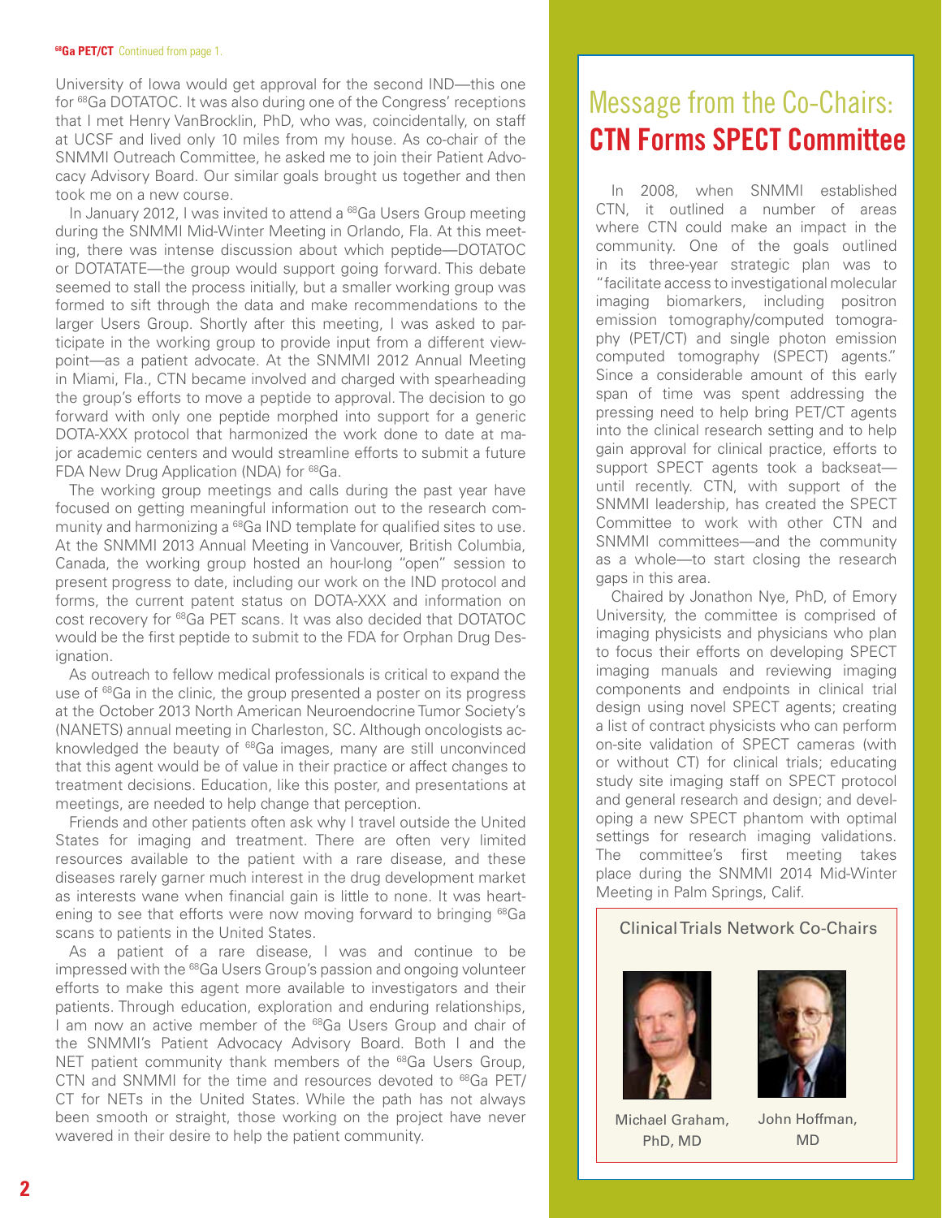**$^{68}$Ga PET/CT** Continued from page 1.

University of Iowa would get approval for the second IND—this one for $^{68}$Ga DOTATOC. It was also during one of the Congress' receptions that I met Henry VanBrocklin, PhD, who was, coincidentally, on staff at UCSF and lived only 10 miles from my house. As co-chair of the SNMMI Outreach Committee, he asked me to join their Patient Advocacy Advisory Board. Our similar goals brought us together and then took me on a new course.

In January 2012, I was invited to attend a $^{68}$Ga Users Group meeting during the SNMMI Mid-Winter Meeting in Orlando, Fla. At this meeting, there was intense discussion about which peptide—DOTATOC or DOTATATE—the group would support going forward. This debate seemed to stall the process initially, but a smaller working group was formed to sift through the data and make recommendations to the larger Users Group. Shortly after this meeting, I was asked to participate in the working group to provide input from a different viewpoint—as a patient advocate. At the SNMMI 2012 Annual Meeting in Miami, Fla., CTN became involved and charged with spearheading the group's efforts to move a peptide to approval. The decision to go forward with only one peptide morphed into support for a generic DOTA-XXX protocol that harmonized the work done to date at major academic centers and would streamline efforts to submit a future FDA New Drug Application (NDA) for $^{68}$Ga.

The working group meetings and calls during the past year have focused on getting meaningful information out to the research community and harmonizing a $^{68}$Ga IND template for qualified sites to use. At the SNMMI 2013 Annual Meeting in Vancouver, British Columbia, Canada, the working group hosted an hour-long "open" session to present progress to date, including our work on the IND protocol and forms, the current patent status on DOTA-XXX and information on cost recovery for $^{68}$Ga PET scans. It was also decided that DOTATOC would be the first peptide to submit to the FDA for Orphan Drug Designation.

As outreach to fellow medical professionals is critical to expand the use of $^{68}$Ga in the clinic, the group presented a poster on its progress at the October 2013 North American Neuroendocrine Tumor Society's (NANETS) annual meeting in Charleston, SC. Although oncologists acknowledged the beauty of $^{68}$Ga images, many are still unconvinced that this agent would be of value in their practice or affect changes to treatment decisions. Education, like this poster, and presentations at meetings, are needed to help change that perception.

Friends and other patients often ask why I travel outside the United States for imaging and treatment. There are often very limited resources available to the patient with a rare disease, and these diseases rarely garner much interest in the drug development market as interests wane when financial gain is little to none. It was heartening to see that efforts were now moving forward to bringing $^{68}$Ga scans to patients in the United States.

As a patient of a rare disease, I was and continue to be impressed with the $^{68}$Ga Users Group's passion and ongoing volunteer efforts to make this agent more available to investigators and their patients. Through education, exploration and enduring relationships, I am now an active member of the $^{68}$Ga Users Group and chair of the SNMMI's Patient Advocacy Advisory Board. Both I and the NET patient community thank members of the $^{68}$Ga Users Group, CTN and SNMMI for the time and resources devoted to $^{68}$Ga PET/CT for NETs in the United States. While the path has not always been smooth or straight, those working on the project have never wavered in their desire to help the patient community.

## Message from the Co-Chairs: CTN Forms SPECT Committee

In 2008, when SNMMI established CTN, it outlined a number of areas where CTN could make an impact in the community. One of the goals outlined in its three-year strategic plan was to "facilitate access to investigational molecular imaging biomarkers, including positron emission tomography/computed tomography (PET/CT) and single photon emission computed tomography (SPECT) agents." Since a considerable amount of this early span of time was spent addressing the pressing need to help bring PET/CT agents into the clinical research setting and to help gain approval for clinical practice, efforts to support SPECT agents took a backseat—until recently. CTN, with support of the SNMMI leadership, has created the SPECT Committee to work with other CTN and SNMMI committees—and the community as a whole—to start closing the research gaps in this area.

Chaired by Jonathon Nye, PhD, of Emory University, the committee is comprised of imaging physicists and physicians who plan to focus their efforts on developing SPECT imaging manuals and reviewing imaging components and endpoints in clinical trial design using novel SPECT agents; creating a list of contract physicists who can perform on-site validation of SPECT cameras (with or without CT) for clinical trials; educating study site imaging staff on SPECT protocol and general research and design; and developing a new SPECT phantom with optimal settings for research imaging validations. The committee's first meeting takes place during the SNMMI 2014 Mid-Winter Meeting in Palm Springs, Calif.

Clinical Trials Network Co-Chairs

Michael Graham, PhD, MD

John Hoffman, MD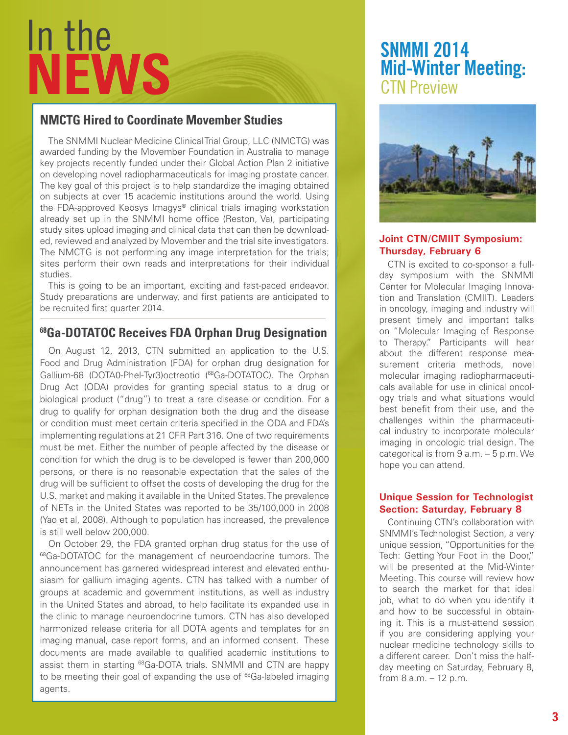# In the NEWS

## NMCTG Hired to Coordinate Movember Studies

The SNMMI Nuclear Medicine Clinical Trial Group, LLC (NMCTG) was awarded funding by the Movember Foundation in Australia to manage key projects recently funded under their Global Action Plan 2 initiative on developing novel radiopharmaceuticals for imaging prostate cancer. The key goal of this project is to help standardize the imaging obtained on subjects at over 15 academic institutions around the world. Using the FDA-approved Keosys Imagys® clinical trials imaging workstation already set up in the SNMMI home office (Reston, Va), participating study sites upload imaging and clinical data that can then be downloaded, reviewed and analyzed by Movember and the trial site investigators. The NMCTG is not performing any image interpretation for the trials; sites perform their own reads and interpretations for their individual studies.

This is going to be an important, exciting and fast-paced endeavor. Study preparations are underway, and first patients are anticipated to be recruited first quarter 2014.

## $^{68}$Ga-DOTATOC Receives FDA Orphan Drug Designation

On August 12, 2013, CTN submitted an application to the U.S. Food and Drug Administration (FDA) for orphan drug designation for Gallium-68 (DOTA0-Phel-Tyr3)octreotid ($^{68}$Ga-DOTATOC). The Orphan Drug Act (ODA) provides for granting special status to a drug or biological product ("drug") to treat a rare disease or condition. For a drug to qualify for orphan designation both the drug and the disease or condition must meet certain criteria specified in the ODA and FDA's implementing regulations at 21 CFR Part 316. One of two requirements must be met. Either the number of people affected by the disease or condition for which the drug is to be developed is fewer than 200,000 persons, or there is no reasonable expectation that the sales of the drug will be sufficient to offset the costs of developing the drug for the U.S. market and making it available in the United States. The prevalence of NETs in the United States was reported to be 35/100,000 in 2008 (Yao et al, 2008). Although to population has increased, the prevalence is still well below 200,000.

On October 29, the FDA granted orphan drug status for the use of $^{68}$Ga-DOTATOC for the management of neuroendocrine tumors. The announcement has garnered widespread interest and elevated enthusiasm for gallium imaging agents. CTN has talked with a number of groups at academic and government institutions, as well as industry in the United States and abroad, to help facilitate its expanded use in the clinic to manage neuroendocrine tumors. CTN has also developed harmonized release criteria for all DOTA agents and templates for an imaging manual, case report forms, and an informed consent. These documents are made available to qualified academic institutions to assist them in starting $^{68}$Ga-DOTA trials. SNMMI and CTN are happy to be meeting their goal of expanding the use of $^{68}$Ga-labeled imaging agents.

# SNMMI 2014 Mid-Winter Meeting: CTN Preview

### Joint CTN/CMIIT Symposium: Thursday, February 6

CTN is excited to co-sponsor a full-day symposium with the SNMMI Center for Molecular Imaging Innovation and Translation (CMIIT). Leaders in oncology, imaging and industry will present timely and important talks on "Molecular Imaging of Response to Therapy." Participants will hear about the different response measurement criteria methods, novel molecular imaging radiopharmaceuticals available for use in clinical oncology trials and what situations would best benefit from their use, and the challenges within the pharmaceutical industry to incorporate molecular imaging in oncologic trial design. The categorical is from 9 a.m. – 5 p.m. We hope you can attend.

### Unique Session for Technologist Section: Saturday, February 8

Continuing CTN's collaboration with SNMMI's Technologist Section, a very unique session, "Opportunities for the Tech: Getting Your Foot in the Door," will be presented at the Mid-Winter Meeting. This course will review how to search the market for that ideal job, what to do when you identify it and how to be successful in obtaining it. This is a must-attend session if you are considering applying your nuclear medicine technology skills to a different career. Don't miss the half-day meeting on Saturday, February 8, from 8 a.m. – 12 p.m.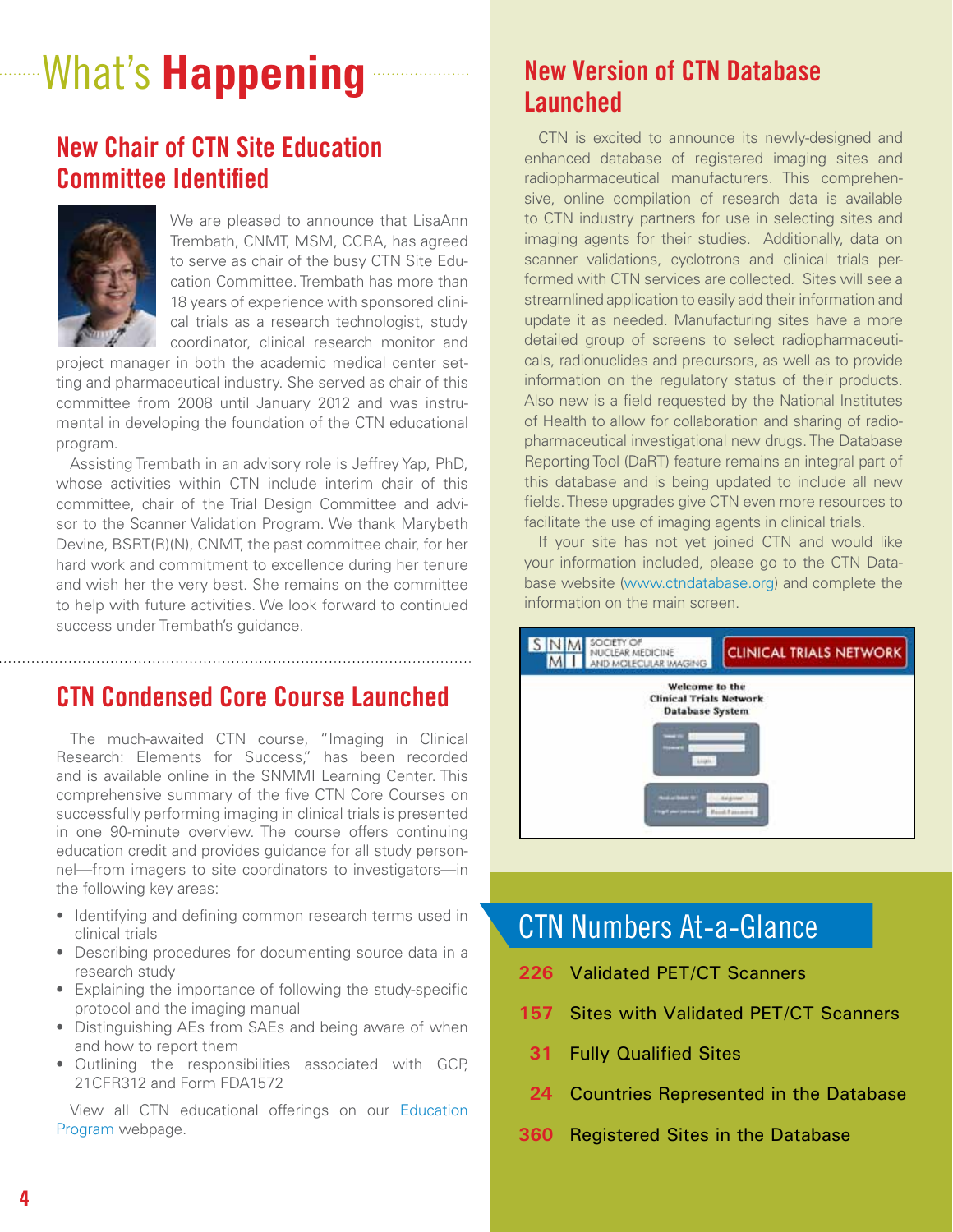# What's **Happening**

## New Chair of CTN Site Education Committee Identified

We are pleased to announce that LisaAnn Trembath, CNMT, MSM, CCRA, has agreed to serve as chair of the busy CTN Site Education Committee. Trembath has more than 18 years of experience with sponsored clinical trials as a research technologist, study coordinator, clinical research monitor and project manager in both the academic medical center setting and pharmaceutical industry. She served as chair of this committee from 2008 until January 2012 and was instrumental in developing the foundation of the CTN educational program.

Assisting Trembath in an advisory role is Jeffrey Yap, PhD, whose activities within CTN include interim chair of this committee, chair of the Trial Design Committee and advisor to the Scanner Validation Program. We thank Marybeth Devine, BSRT(R)(N), CNMT, the past committee chair, for her hard work and commitment to excellence during her tenure and wish her the very best. She remains on the committee to help with future activities. We look forward to continued success under Trembath's guidance.

## CTN Condensed Core Course Launched

The much-awaited CTN course, "Imaging in Clinical Research: Elements for Success," has been recorded and is available online in the SNMMI Learning Center. This comprehensive summary of the five CTN Core Courses on successfully performing imaging in clinical trials is presented in one 90-minute overview. The course offers continuing education credit and provides guidance for all study personnel—from imagers to site coordinators to investigators—in the following key areas:

- Identifying and defining common research terms used in clinical trials
- Describing procedures for documenting source data in a research study
- Explaining the importance of following the study-specific protocol and the imaging manual
- Distinguishing AEs from SAEs and being aware of when and how to report them
- Outlining the responsibilities associated with GCP, 21CFR312 and Form FDA1572

View all CTN educational offerings on our Education Program webpage.

## New Version of CTN Database Launched

CTN is excited to announce its newly-designed and enhanced database of registered imaging sites and radiopharmaceutical manufacturers. This comprehensive, online compilation of research data is available to CTN industry partners for use in selecting sites and imaging agents for their studies. Additionally, data on scanner validations, cyclotrons and clinical trials performed with CTN services are collected. Sites will see a streamlined application to easily add their information and update it as needed. Manufacturing sites have a more detailed group of screens to select radiopharmaceuticals, radionuclides and precursors, as well as to provide information on the regulatory status of their products. Also new is a field requested by the National Institutes of Health to allow for collaboration and sharing of radiopharmaceutical investigational new drugs. The Database Reporting Tool (DaRT) feature remains an integral part of this database and is being updated to include all new fields. These upgrades give CTN even more resources to facilitate the use of imaging agents in clinical trials.

If your site has not yet joined CTN and would like your information included, please go to the CTN Database website (www.ctndatabase.org) and complete the information on the main screen.

## CTN Numbers At-a-Glance

- **226** Validated PET/CT Scanners
- **157** Sites with Validated PET/CT Scanners
- **31** Fully Qualified Sites
- **24** Countries Represented in the Database
- **360** Registered Sites in the Database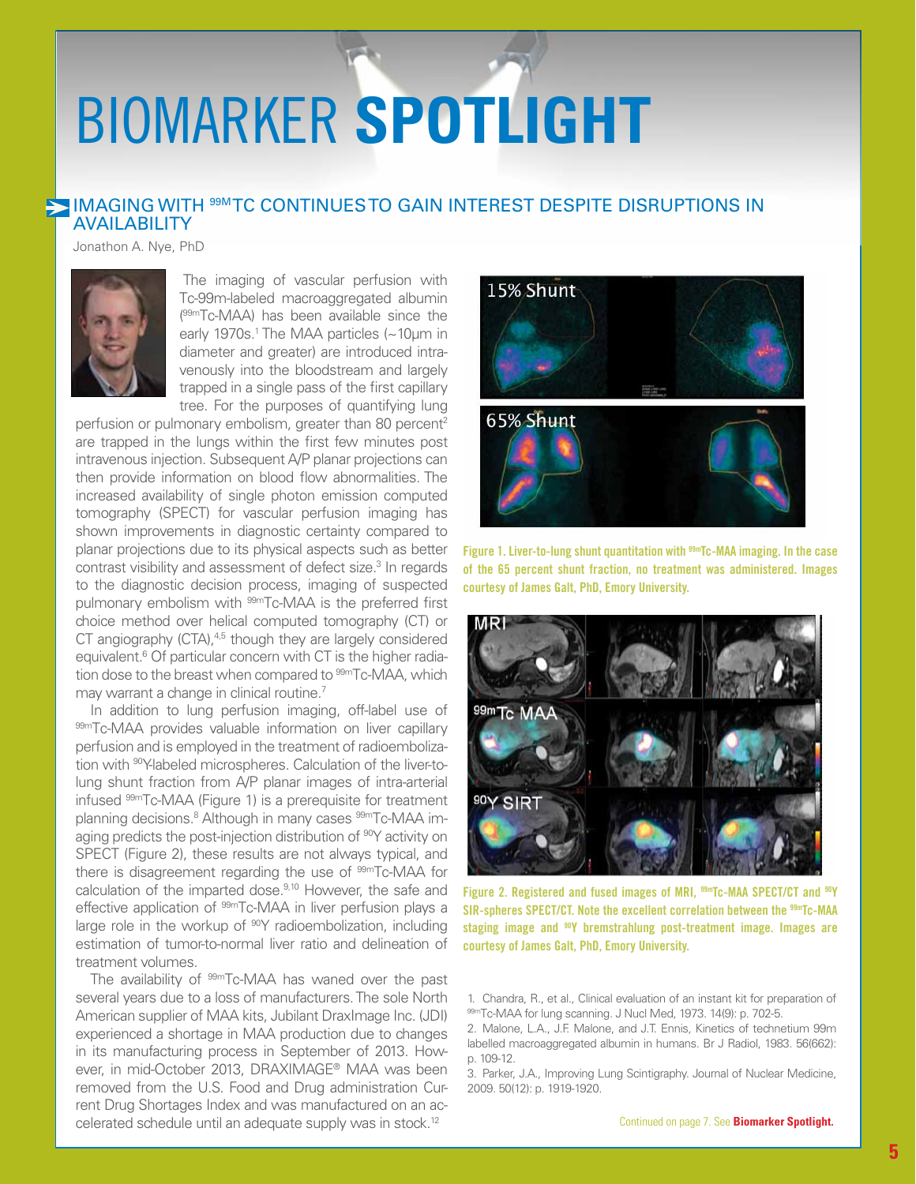# BIOMARKER **SPOTLIGHT**

## IMAGING WITH $^{99m}$TC CONTINUES TO GAIN INTEREST DESPITE DISRUPTIONS IN AVAILABILITY

Jonathon A. Nye, PhD

The imaging of vascular perfusion with Tc-99m-labeled macroaggregated albumin ($^{99m}$Tc-MAA) has been available since the early 1970s.[1] The MAA particles (~10μm in diameter and greater) are introduced intravenously into the bloodstream and largely trapped in a single pass of the first capillary tree. For the purposes of quantifying lung perfusion or pulmonary embolism, greater than 80 percent[2] are trapped in the lungs within the first few minutes post intravenous injection. Subsequent A/P planar projections can then provide information on blood flow abnormalities. The increased availability of single photon emission computed tomography (SPECT) for vascular perfusion imaging has shown improvements in diagnostic certainty compared to planar projections due to its physical aspects such as better contrast visibility and assessment of defect size.[3] In regards to the diagnostic decision process, imaging of suspected pulmonary embolism with $^{99m}$Tc-MAA is the preferred first choice method over helical computed tomography (CT) or CT angiography (CTA),[4,5] though they are largely considered equivalent.[6] Of particular concern with CT is the higher radiation dose to the breast when compared to $^{99m}$Tc-MAA, which may warrant a change in clinical routine.[7]

In addition to lung perfusion imaging, off-label use of $^{99m}$Tc-MAA provides valuable information on liver capillary perfusion and is employed in the treatment of radioembolization with $^{90}$Y-labeled microspheres. Calculation of the liver-to-lung shunt fraction from A/P planar images of intra-arterial infused $^{99m}$Tc-MAA (Figure 1) is a prerequisite for treatment planning decisions.[8] Although in many cases $^{99m}$Tc-MAA imaging predicts the post-injection distribution of $^{90}$Y activity on SPECT (Figure 2), these results are not always typical, and there is disagreement regarding the use of $^{99m}$Tc-MAA for calculation of the imparted dose.[9,10] However, the safe and effective application of $^{99m}$Tc-MAA in liver perfusion plays a large role in the workup of $^{90}$Y radioembolization, including estimation of tumor-to-normal liver ratio and delineation of treatment volumes.

The availability of $^{99m}$Tc-MAA has waned over the past several years due to a loss of manufacturers. The sole North American supplier of MAA kits, Jubilant DraxImage Inc. (JDI) experienced a shortage in MAA production due to changes in its manufacturing process in September of 2013. However, in mid-October 2013, DRAXIMAGE® MAA was been removed from the U.S. Food and Drug administration Current Drug Shortages Index and was manufactured on an accelerated schedule until an adequate supply was in stock.[12]

**Figure 1. Liver-to-lung shunt quantitation with $^{99m}$Tc-MAA imaging. In the case of the 65 percent shunt fraction, no treatment was administered. Images courtesy of James Galt, PhD, Emory University.**

**Figure 2. Registered and fused images of MRI, $^{99m}$Tc-MAA SPECT/CT and $^{90}$Y SIR-spheres SPECT/CT. Note the excellent correlation between the $^{99m}$Tc-MAA staging image and $^{90}$Y bremstrahlung post-treatment image. Images are courtesy of James Galt, PhD, Emory University.**

1. Chandra, R., et al., Clinical evaluation of an instant kit for preparation of $^{99m}$Tc-MAA for lung scanning. J Nucl Med, 1973. 14(9): p. 702-5.
2. Malone, L.A., J.F. Malone, and J.T. Ennis, Kinetics of technetium 99m labelled macroaggregated albumin in humans. Br J Radiol, 1983. 56(662): p. 109-12.
3. Parker, J.A., Improving Lung Scintigraphy. Journal of Nuclear Medicine, 2009. 50(12): p. 1919-1920.

Continued on page 7. See **Biomarker Spotlight.**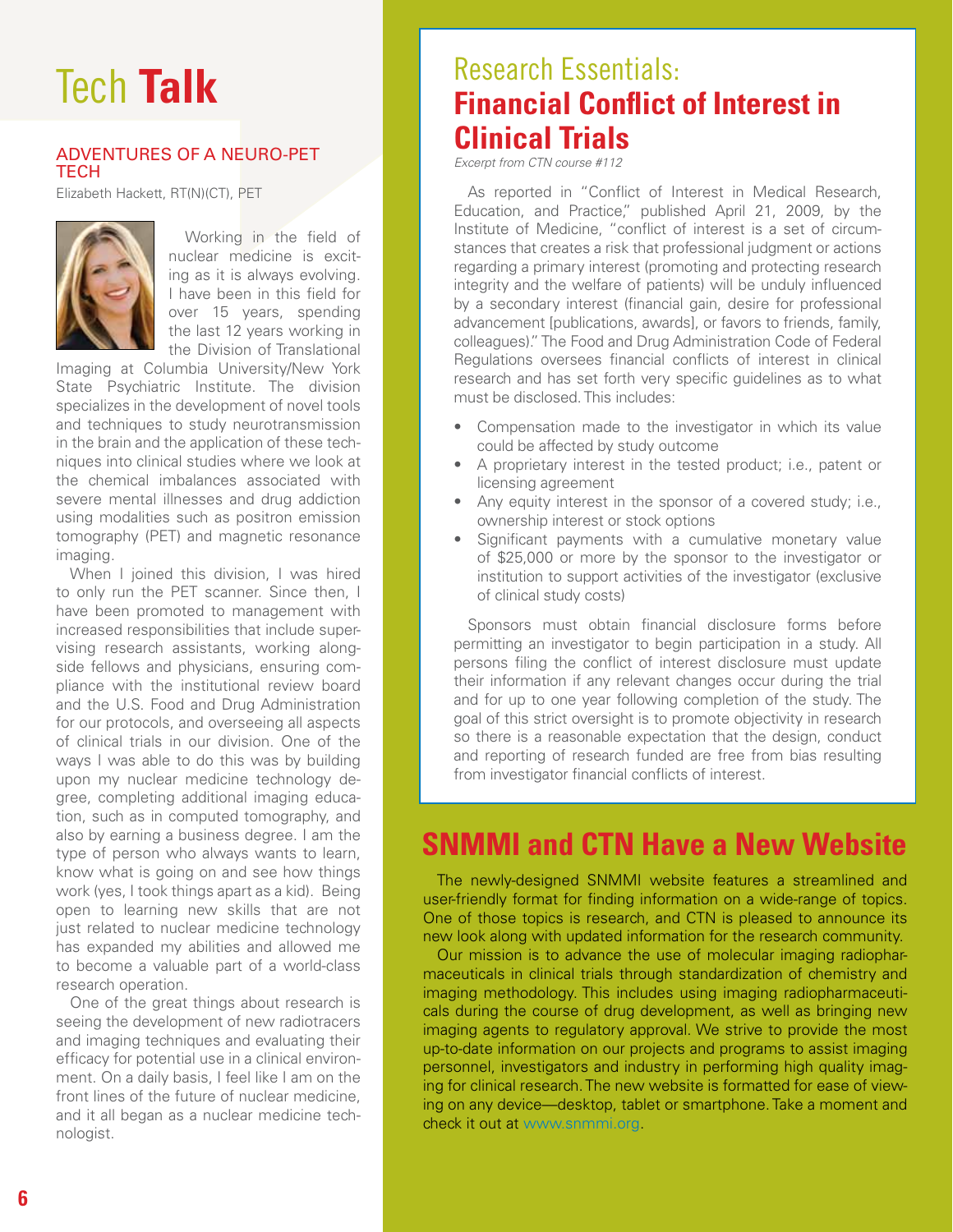# Tech **Talk**

## ADVENTURES OF A NEURO-PET TECH

Elizabeth Hackett, RT(N)(CT), PET

Working in the field of nuclear medicine is exciting as it is always evolving. I have been in this field for over 15 years, spending the last 12 years working in the Division of Translational Imaging at Columbia University/New York State Psychiatric Institute. The division specializes in the development of novel tools and techniques to study neurotransmission in the brain and the application of these techniques into clinical studies where we look at the chemical imbalances associated with severe mental illnesses and drug addiction using modalities such as positron emission tomography (PET) and magnetic resonance imaging.

When I joined this division, I was hired to only run the PET scanner. Since then, I have been promoted to management with increased responsibilities that include supervising research assistants, working alongside fellows and physicians, ensuring compliance with the institutional review board and the U.S. Food and Drug Administration for our protocols, and overseeing all aspects of clinical trials in our division. One of the ways I was able to do this was by building upon my nuclear medicine technology degree, completing additional imaging education, such as in computed tomography, and also by earning a business degree. I am the type of person who always wants to learn, know what is going on and see how things work (yes, I took things apart as a kid). Being open to learning new skills that are not just related to nuclear medicine technology has expanded my abilities and allowed me to become a valuable part of a world-class research operation.

One of the great things about research is seeing the development of new radiotracers and imaging techniques and evaluating their efficacy for potential use in a clinical environment. On a daily basis, I feel like I am on the front lines of the future of nuclear medicine, and it all began as a nuclear medicine technologist.

## Research Essentials: **Financial Conflict of Interest in Clinical Trials**

*Excerpt from CTN course #112*

As reported in "Conflict of Interest in Medical Research, Education, and Practice," published April 21, 2009, by the Institute of Medicine, "conflict of interest is a set of circumstances that creates a risk that professional judgment or actions regarding a primary interest (promoting and protecting research integrity and the welfare of patients) will be unduly influenced by a secondary interest (financial gain, desire for professional advancement [publications, awards], or favors to friends, family, colleagues)." The Food and Drug Administration Code of Federal Regulations oversees financial conflicts of interest in clinical research and has set forth very specific guidelines as to what must be disclosed. This includes:

- Compensation made to the investigator in which its value could be affected by study outcome
- A proprietary interest in the tested product; i.e., patent or licensing agreement
- Any equity interest in the sponsor of a covered study; i.e., ownership interest or stock options
- Significant payments with a cumulative monetary value of $25,000 or more by the sponsor to the investigator or institution to support activities of the investigator (exclusive of clinical study costs)

Sponsors must obtain financial disclosure forms before permitting an investigator to begin participation in a study. All persons filing the conflict of interest disclosure must update their information if any relevant changes occur during the trial and for up to one year following completion of the study. The goal of this strict oversight is to promote objectivity in research so there is a reasonable expectation that the design, conduct and reporting of research funded are free from bias resulting from investigator financial conflicts of interest.

## SNMMI and CTN Have a New Website

The newly-designed SNMMI website features a streamlined and user-friendly format for finding information on a wide-range of topics. One of those topics is research, and CTN is pleased to announce its new look along with updated information for the research community.

Our mission is to advance the use of molecular imaging radiopharmaceuticals in clinical trials through standardization of chemistry and imaging methodology. This includes using imaging radiopharmaceuticals during the course of drug development, as well as bringing new imaging agents to regulatory approval. We strive to provide the most up-to-date information on our projects and programs to assist imaging personnel, investigators and industry in performing high quality imaging for clinical research. The new website is formatted for ease of viewing on any device—desktop, tablet or smartphone. Take a moment and check it out at www.snmmi.org.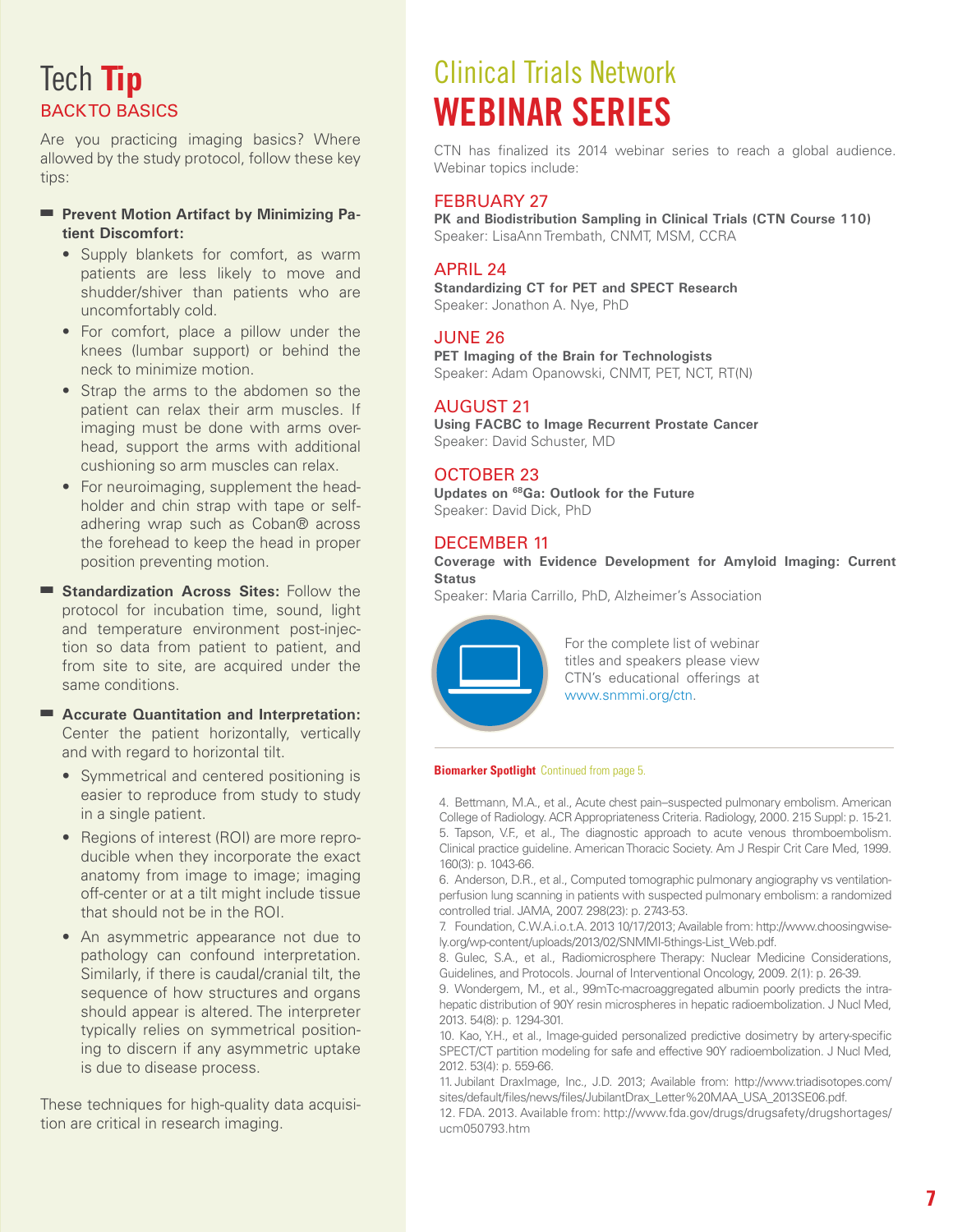# Tech Tip

## BACK TO BASICS

Are you practicing imaging basics? Where allowed by the study protocol, follow these key tips:

- **Prevent Motion Artifact by Minimizing Patient Discomfort:**
  - Supply blankets for comfort, as warm patients are less likely to move and shudder/shiver than patients who are uncomfortably cold.
  - For comfort, place a pillow under the knees (lumbar support) or behind the neck to minimize motion.
  - Strap the arms to the abdomen so the patient can relax their arm muscles. If imaging must be done with arms overhead, support the arms with additional cushioning so arm muscles can relax.
  - For neuroimaging, supplement the headholder and chin strap with tape or self-adhering wrap such as Coban® across the forehead to keep the head in proper position preventing motion.
- **Standardization Across Sites:** Follow the protocol for incubation time, sound, light and temperature environment post-injection so data from patient to patient, and from site to site, are acquired under the same conditions.
- **Accurate Quantitation and Interpretation:** Center the patient horizontally, vertically and with regard to horizontal tilt.
  - Symmetrical and centered positioning is easier to reproduce from study to study in a single patient.
  - Regions of interest (ROI) are more reproducible when they incorporate the exact anatomy from image to image; imaging off-center or at a tilt might include tissue that should not be in the ROI.
  - An asymmetric appearance not due to pathology can confound interpretation. Similarly, if there is caudal/cranial tilt, the sequence of how structures and organs should appear is altered. The interpreter typically relies on symmetrical positioning to discern if any asymmetric uptake is due to disease process.

These techniques for high-quality data acquisition are critical in research imaging.

# Clinical Trials Network WEBINAR SERIES

CTN has finalized its 2014 webinar series to reach a global audience. Webinar topics include:

### FEBRUARY 27

**PK and Biodistribution Sampling in Clinical Trials (CTN Course 110)**
Speaker: LisaAnn Trembath, CNMT, MSM, CCRA

### APRIL 24

**Standardizing CT for PET and SPECT Research**
Speaker: Jonathon A. Nye, PhD

### JUNE 26

**PET Imaging of the Brain for Technologists**
Speaker: Adam Opanowski, CNMT, PET, NCT, RT(N)

### AUGUST 21

**Using FACBC to Image Recurrent Prostate Cancer**
Speaker: David Schuster, MD

### OCTOBER 23

**Updates on $^{68}$Ga: Outlook for the Future**
Speaker: David Dick, PhD

### DECEMBER 11

**Coverage with Evidence Development for Amyloid Imaging: Current Status**
Speaker: Maria Carrillo, PhD, Alzheimer's Association

For the complete list of webinar titles and speakers please view CTN's educational offerings at www.snmmi.org/ctn.

**Biomarker Spotlight** Continued from page 5.

4. Bettmann, M.A., et al., Acute chest pain–suspected pulmonary embolism. American College of Radiology. ACR Appropriateness Criteria. Radiology, 2000. 215 Suppl: p. 15-21.
5. Tapson, V.F., et al., The diagnostic approach to acute venous thromboembolism. Clinical practice guideline. American Thoracic Society. Am J Respir Crit Care Med, 1999. 160(3): p. 1043-66.
6. Anderson, D.R., et al., Computed tomographic pulmonary angiography vs ventilation-perfusion lung scanning in patients with suspected pulmonary embolism: a randomized controlled trial. JAMA, 2007. 298(23): p. 2743-53.
7. Foundation, C.W.A.i.o.t.A. 2013 10/17/2013; Available from: http://www.choosingwisely.org/wp-content/uploads/2013/02/SNMMI-5things-List_Web.pdf.
8. Gulec, S.A., et al., Radiomicrosphere Therapy: Nuclear Medicine Considerations, Guidelines, and Protocols. Journal of Interventional Oncology, 2009. 2(1): p. 26-39.
9. Wondergem, M., et al., 99mTc-macroaggregated albumin poorly predicts the intrahepatic distribution of 90Y resin microspheres in hepatic radioembolization. J Nucl Med, 2013. 54(8): p. 1294-301.
10. Kao, Y.H., et al., Image-guided personalized predictive dosimetry by artery-specific SPECT/CT partition modeling for safe and effective 90Y radioembolization. J Nucl Med, 2012. 53(4): p. 559-66.
11. Jubilant DraxImage, Inc., J.D. 2013; Available from: http://www.triadisotopes.com/sites/default/files/news/files/JubilantDrax_Letter%20MAA_USA_2013SE06.pdf.
12. FDA. 2013. Available from: http://www.fda.gov/drugs/drugsafety/drugshortages/ucm050793.htm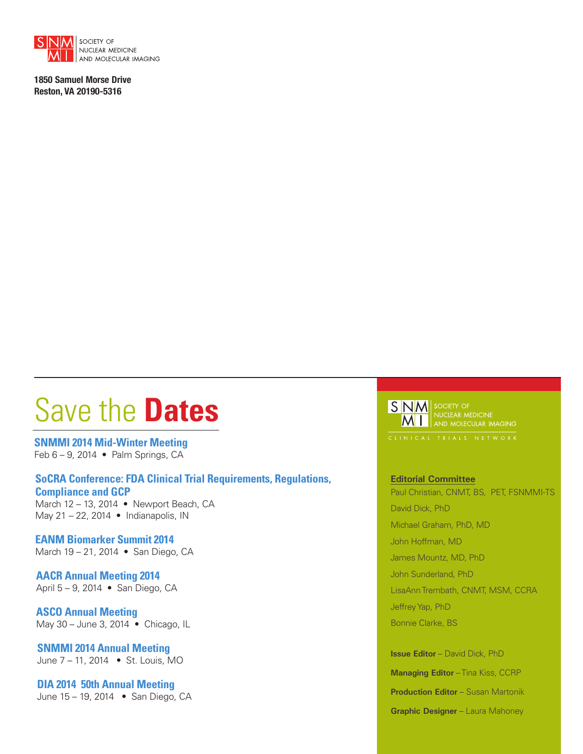SOCIETY OF NUCLEAR MEDICINE AND MOLECULAR IMAGING

**1850 Samuel Morse Drive**
**Reston, VA 20190-5316**

# Save the **Dates**

**SNMMI 2014 Mid-Winter Meeting**
Feb 6 – 9, 2014 • Palm Springs, CA

**SoCRA Conference: FDA Clinical Trial Requirements, Regulations, Compliance and GCP**
March 12 – 13, 2014 • Newport Beach, CA
May 21 – 22, 2014 • Indianapolis, IN

**EANM Biomarker Summit 2014**
March 19 – 21, 2014 • San Diego, CA

**AACR Annual Meeting 2014**
April 5 – 9, 2014 • San Diego, CA

**ASCO Annual Meeting**
May 30 – June 3, 2014 • Chicago, IL

**SNMMI 2014 Annual Meeting**
June 7 – 11, 2014 • St. Louis, MO

**DIA 2014 50th Annual Meeting**
June 15 – 19, 2014 • San Diego, CA

SOCIETY OF NUCLEAR MEDICINE AND MOLECULAR IMAGING
CLINICAL TRIALS NETWORK

**Editorial Committee**
Paul Christian, CNMT, BS, PET, FSNMMI-TS
David Dick, PhD
Michael Graham, PhD, MD
John Hoffman, MD
James Mountz, MD, PhD
John Sunderland, PhD
LisaAnn Trembath, CNMT, MSM, CCRA
Jeffrey Yap, PhD
Bonnie Clarke, BS

**Issue Editor** – David Dick, PhD

**Managing Editor** – Tina Kiss, CCRP

**Production Editor** – Susan Martonik

**Graphic Designer** – Laura Mahoney